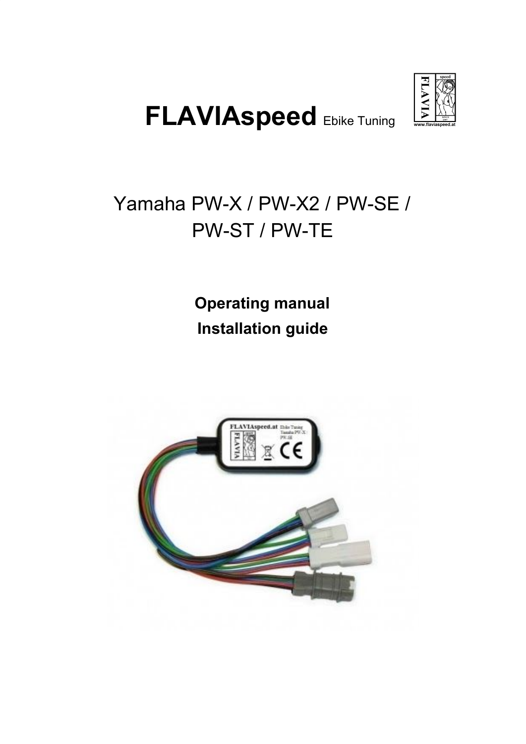# FLAVIAspeed Ebike Tuning

## Yamaha PW-X / PW-X2 / PW-SE / PW-ST / PW-TE

**Operating manual**

**Installation guide**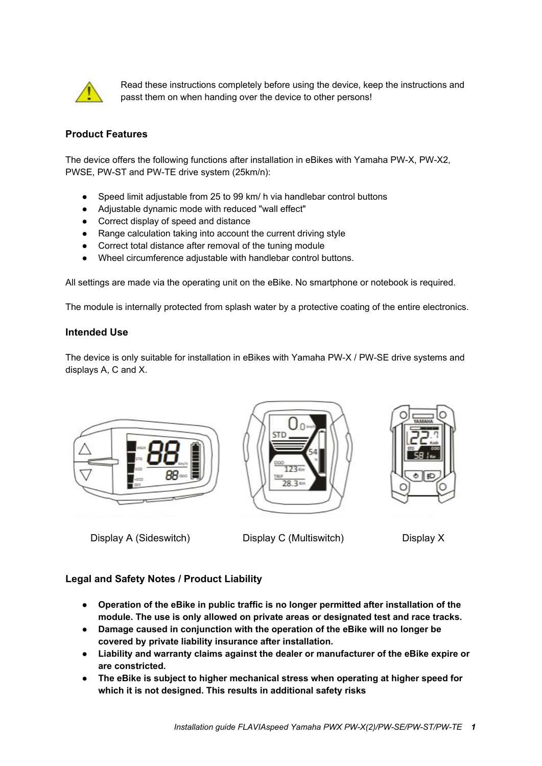Read these instructions completely before using the device, keep the instructions and passt them on when handing over the device to other persons!

## Product Features

The device offers the following functions after installation in eBikes with Yamaha PW-X, PW-X2, PWSE, PW-ST and PW-TE drive system (25km/n):

- Speed limit adjustable from 25 to 99 km/ h via handlebar control buttons
- Adjustable dynamic mode with reduced "wall effect"
- Correct display of speed and distance
- Range calculation taking into account the current driving style
- Correct total distance after removal of the tuning module
- Wheel circumference adjustable with handlebar control buttons.

All settings are made via the operating unit on the eBike. No smartphone or notebook is required.

The module is internally protected from splash water by a protective coating of the entire electronics.

## Intended Use

The device is only suitable for installation in eBikes with Yamaha PW-X / PW-SE drive systems and displays A, C and X.

Display A (Sideswitch) Display C (Multiswitch) Display X

## Legal and Safety Notes / Product Liability

- **Operation of the eBike in public traffic is no longer permitted after installation of the module. The use is only allowed on private areas or designated test and race tracks.**
- **Damage caused in conjunction with the operation of the eBike will no longer be covered by private liability insurance after installation.**
- **Liability and warranty claims against the dealer or manufacturer of the eBike expire or are constricted.**
- **The eBike is subject to higher mechanical stress when operating at higher speed for which it is not designed. This results in additional safety risks**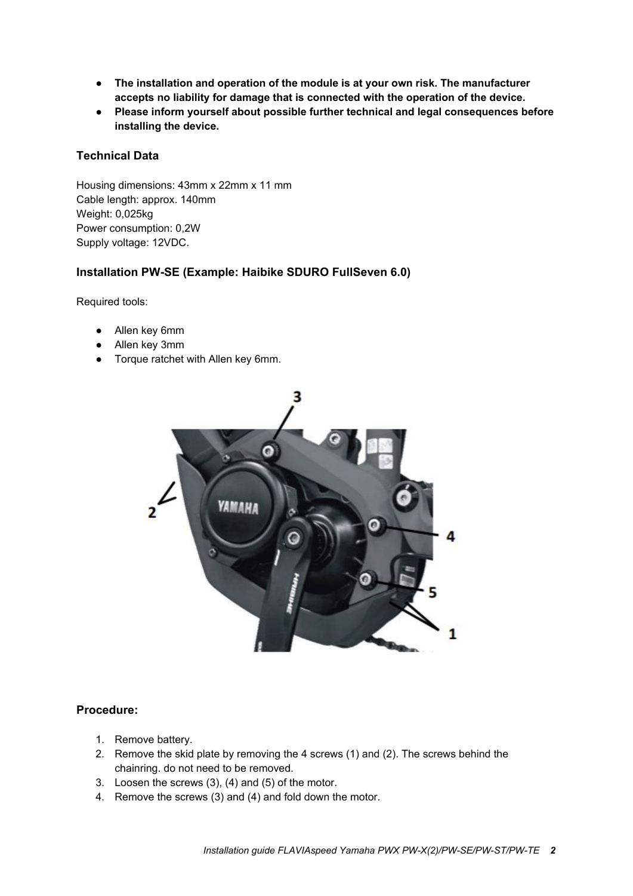- **The installation and operation of the module is at your own risk. The manufacturer accepts no liability for damage that is connected with the operation of the device.**
- **Please inform yourself about possible further technical and legal consequences before installing the device.**

### Technical Data

Housing dimensions: 43mm x 22mm x 11 mm
Cable length: approx. 140mm
Weight: 0,025kg
Power consumption: 0,2W
Supply voltage: 12VDC.

### Installation PW-SE (Example: Haibike SDURO FullSeven 6.0)

Required tools:

- Allen key 6mm
- Allen key 3mm
- Torque ratchet with Allen key 6mm.

### Procedure:

1. Remove battery.
2. Remove the skid plate by removing the 4 screws (1) and (2). The screws behind the chainring. do not need to be removed.
3. Loosen the screws (3), (4) and (5) of the motor.
4. Remove the screws (3) and (4) and fold down the motor.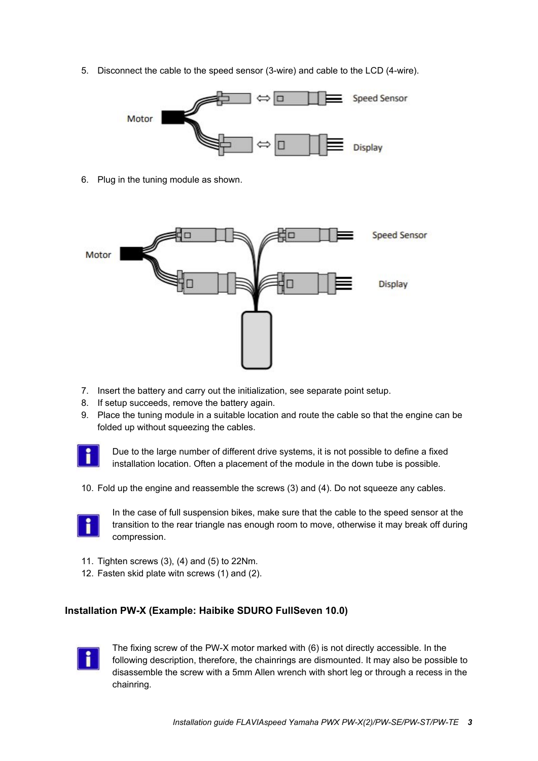5. Disconnect the cable to the speed sensor (3-wire) and cable to the LCD (4-wire).

6. Plug in the tuning module as shown.

7. Insert the battery and carry out the initialization, see separate point setup.
8. If setup succeeds, remove the battery again.
9. Place the tuning module in a suitable location and route the cable so that the engine can be folded up without squeezing the cables.

Due to the large number of different drive systems, it is not possible to define a fixed installation location. Often a placement of the module in the down tube is possible.

10. Fold up the engine and reassemble the screws (3) and (4). Do not squeeze any cables.

In the case of full suspension bikes, make sure that the cable to the speed sensor at the transition to the rear triangle nas enough room to move, otherwise it may break off during compression.

11. Tighten screws (3), (4) and (5) to 22Nm.
12. Fasten skid plate witn screws (1) and (2).

### Installation PW-X (Example: Haibike SDURO FullSeven 10.0)

The fixing screw of the PW-X motor marked with (6) is not directly accessible. In the following description, therefore, the chainrings are dismounted. It may also be possible to disassemble the screw with a 5mm Allen wrench with short leg or through a recess in the chainring.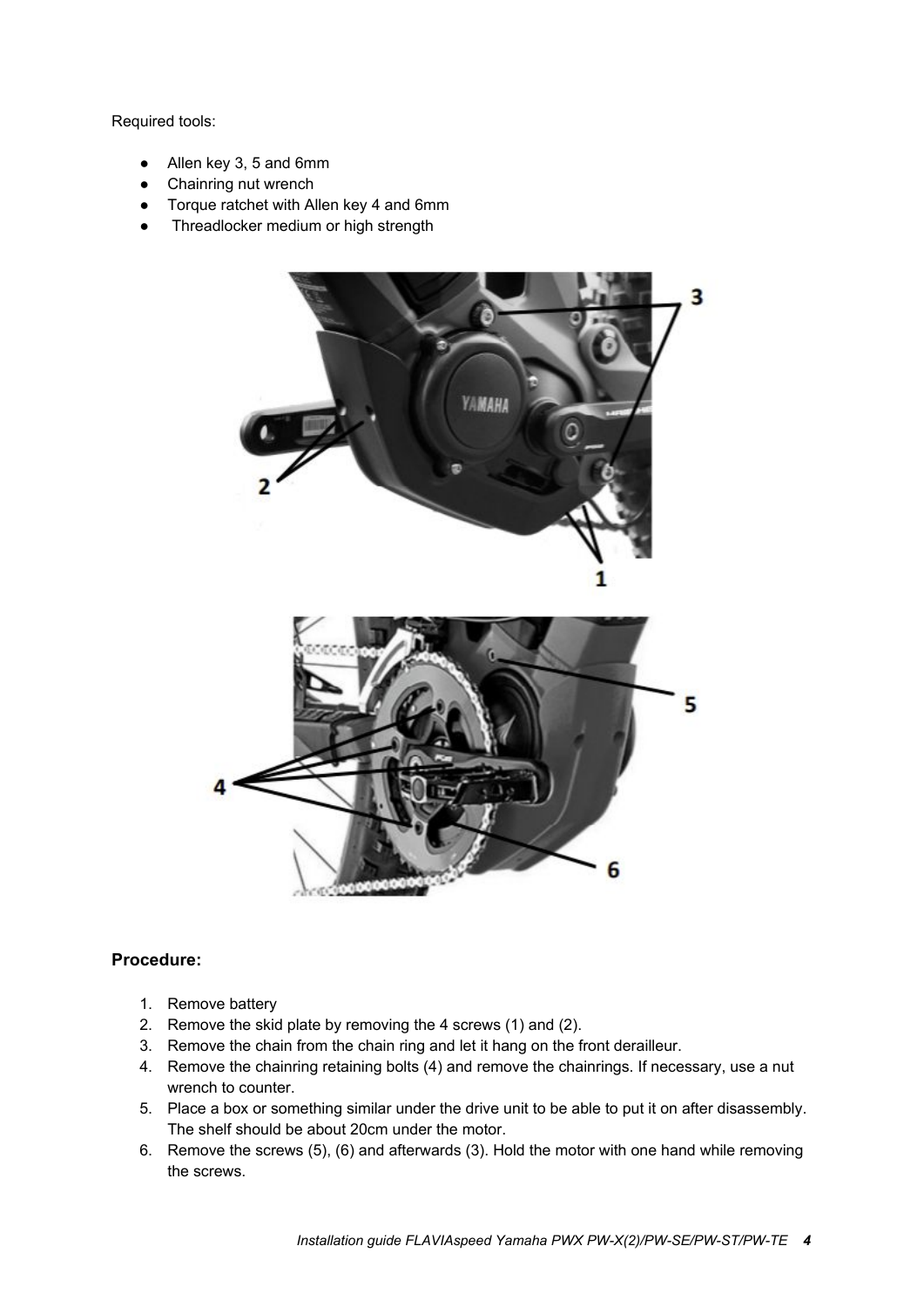Required tools:

- Allen key 3, 5 and 6mm
- Chainring nut wrench
- Torque ratchet with Allen key 4 and 6mm
- Threadlocker medium or high strength

**Procedure:**

1. Remove battery
2. Remove the skid plate by removing the 4 screws (1) and (2).
3. Remove the chain from the chain ring and let it hang on the front derailleur.
4. Remove the chainring retaining bolts (4) and remove the chainrings. If necessary, use a nut wrench to counter.
5. Place a box or something similar under the drive unit to be able to put it on after disassembly. The shelf should be about 20cm under the motor.
6. Remove the screws (5), (6) and afterwards (3). Hold the motor with one hand while removing the screws.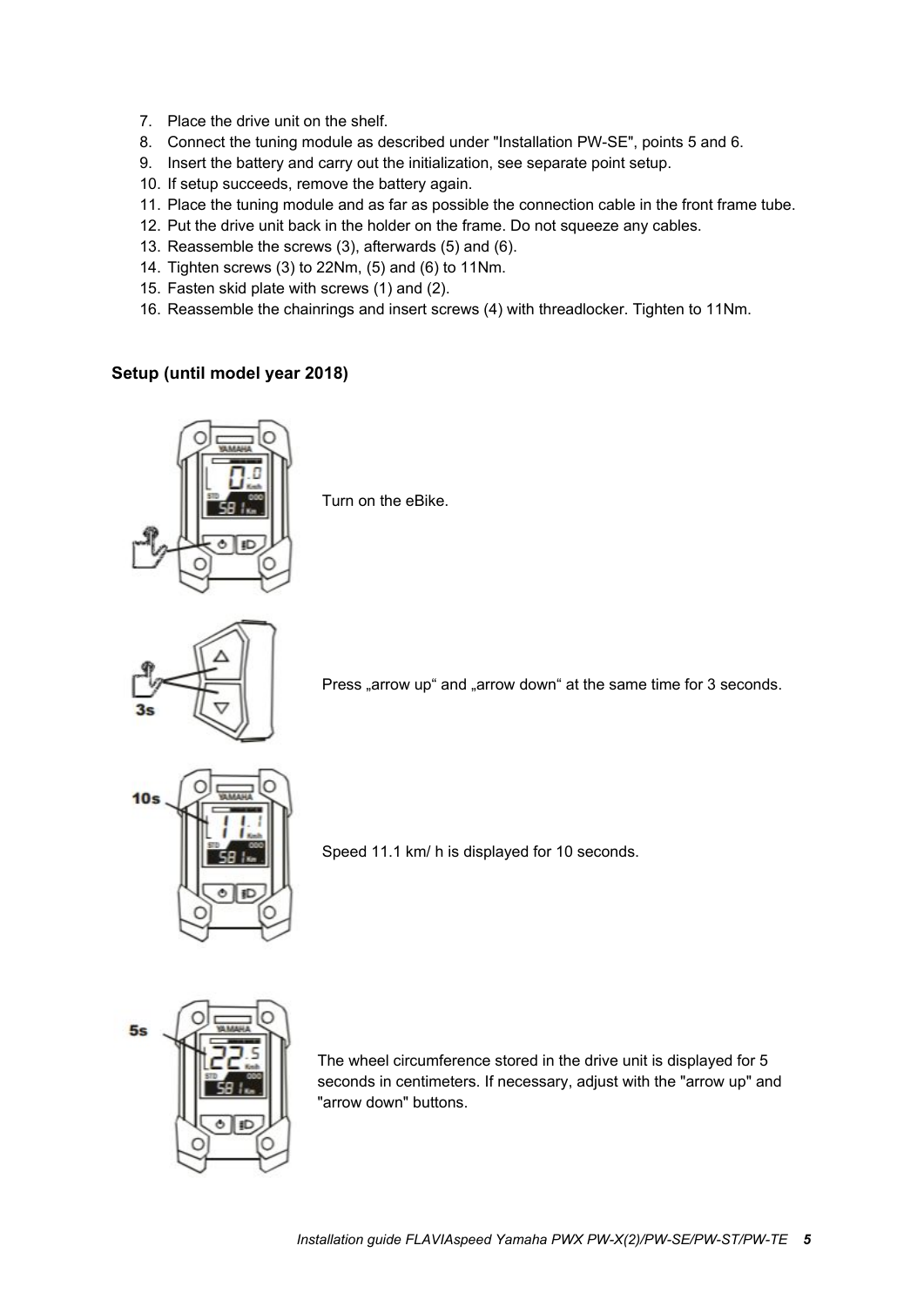7. Place the drive unit on the shelf.
8. Connect the tuning module as described under "Installation PW-SE", points 5 and 6.
9. Insert the battery and carry out the initialization, see separate point setup.
10. If setup succeeds, remove the battery again.
11. Place the tuning module and as far as possible the connection cable in the front frame tube.
12. Put the drive unit back in the holder on the frame. Do not squeeze any cables.
13. Reassemble the screws (3), afterwards (5) and (6).
14. Tighten screws (3) to 22Nm, (5) and (6) to 11Nm.
15. Fasten skid plate with screws (1) and (2).
16. Reassemble the chainrings and insert screws (4) with threadlocker. Tighten to 11Nm.

## Setup (until model year 2018)

Turn on the eBike.

Press „arrow up“ and „arrow down“ at the same time for 3 seconds.

Speed 11.1 km/ h is displayed for 10 seconds.

The wheel circumference stored in the drive unit is displayed for 5 seconds in centimeters. If necessary, adjust with the "arrow up" and "arrow down" buttons.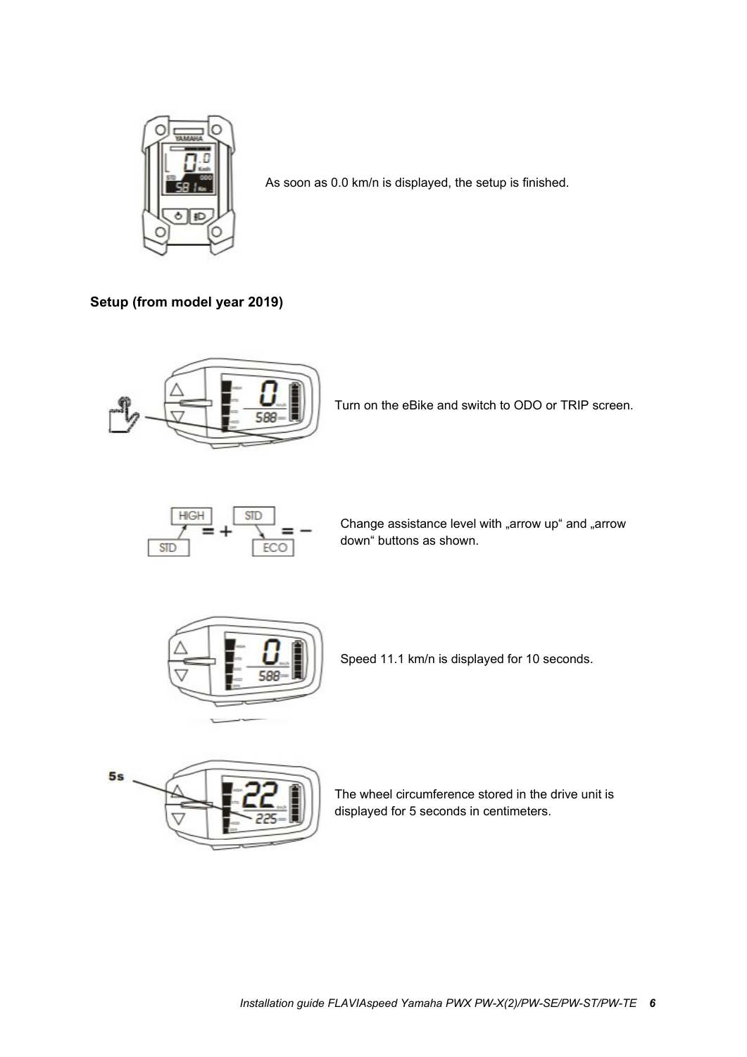As soon as 0.0 km/n is displayed, the setup is finished.

**Setup (from model year 2019)**

Turn on the eBike and switch to ODO or TRIP screen.

Change assistance level with „arrow up“ and „arrow down“ buttons as shown.

Speed 11.1 km/n is displayed for 10 seconds.

The wheel circumference stored in the drive unit is displayed for 5 seconds in centimeters.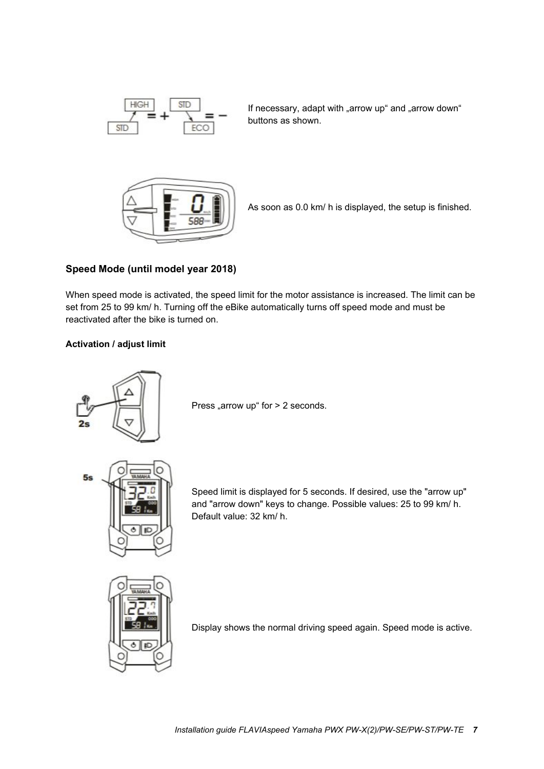If necessary, adapt with „arrow up" and „arrow down" buttons as shown.

As soon as 0.0 km/ h is displayed, the setup is finished.

### Speed Mode (until model year 2018)

When speed mode is activated, the speed limit for the motor assistance is increased. The limit can be set from 25 to 99 km/ h. Turning off the eBike automatically turns off speed mode and must be reactivated after the bike is turned on.

**Activation / adjust limit**

Press „arrow up" for > 2 seconds.

Speed limit is displayed for 5 seconds. If desired, use the "arrow up" and "arrow down" keys to change. Possible values: 25 to 99 km/ h. Default value: 32 km/ h.

Display shows the normal driving speed again. Speed mode is active.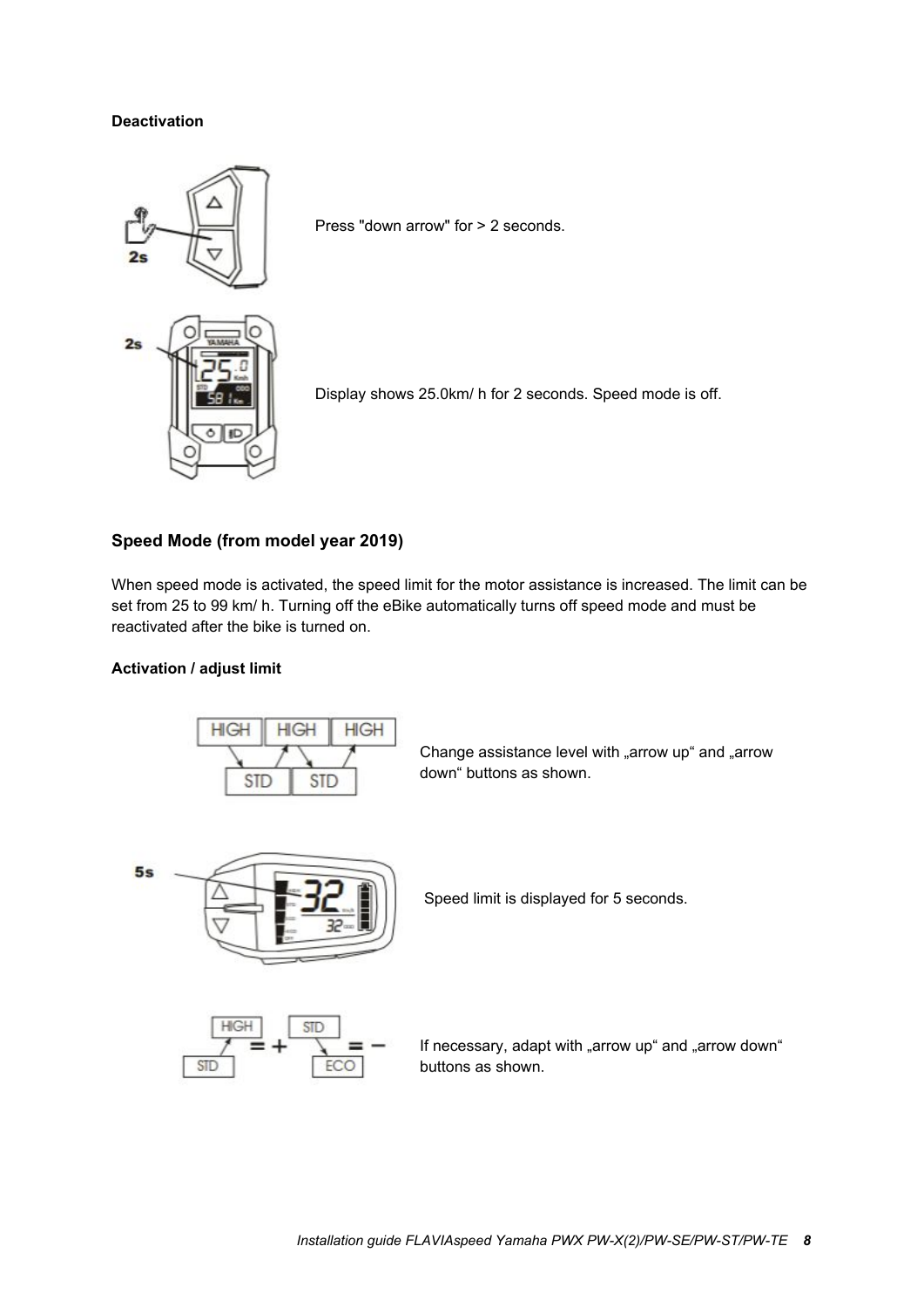**Deactivation**

Press "down arrow" for > 2 seconds.

Display shows 25.0km/ h for 2 seconds. Speed mode is off.

## Speed Mode (from model year 2019)

When speed mode is activated, the speed limit for the motor assistance is increased. The limit can be set from 25 to 99 km/ h. Turning off the eBike automatically turns off speed mode and must be reactivated after the bike is turned on.

**Activation / adjust limit**

Change assistance level with „arrow up“ and „arrow down“ buttons as shown.

Speed limit is displayed for 5 seconds.

If necessary, adapt with „arrow up“ and „arrow down“ buttons as shown.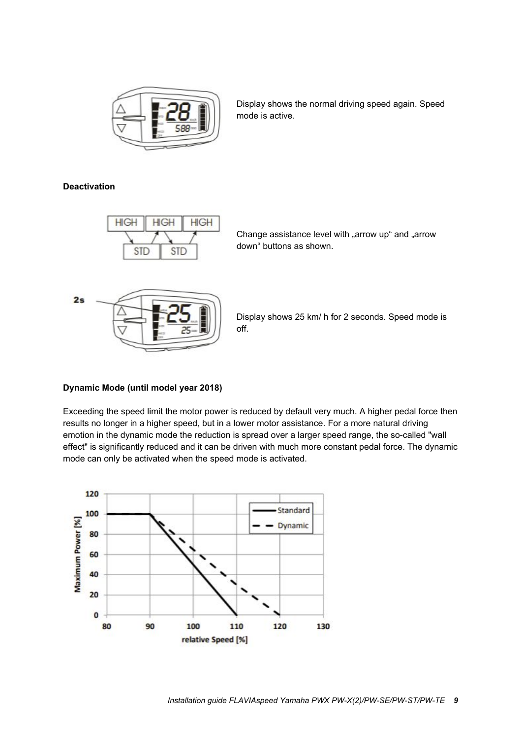Display shows the normal driving speed again. Speed mode is active.

**Deactivation**

Change assistance level with „arrow up“ and „arrow down“ buttons as shown.

Display shows 25 km/ h for 2 seconds. Speed mode is off.

**Dynamic Mode (until model year 2018)**

Exceeding the speed limit the motor power is reduced by default very much. A higher pedal force then results no longer in a higher speed, but in a lower motor assistance. For a more natural driving emotion in the dynamic mode the reduction is spread over a larger speed range, the so-called "wall effect" is significantly reduced and it can be driven with much more constant pedal force. The dynamic mode can only be activated when the speed mode is activated.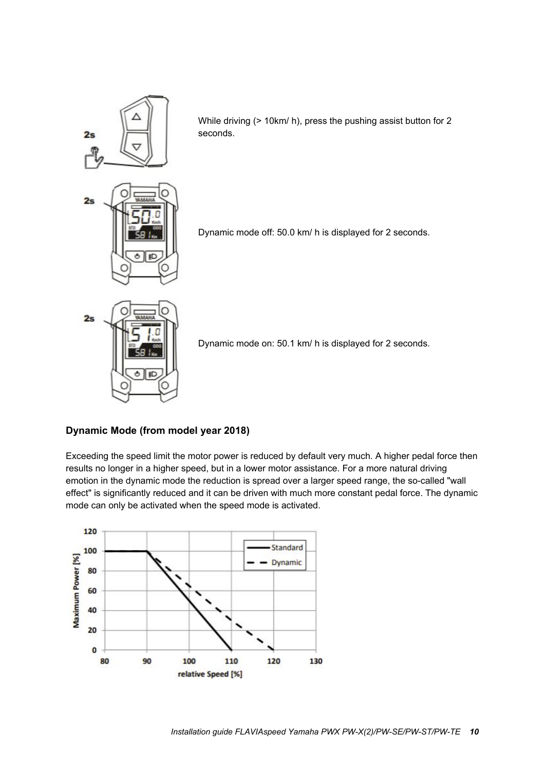While driving (> 10km/ h), press the pushing assist button for 2 seconds.

Dynamic mode off: 50.0 km/ h is displayed for 2 seconds.

Dynamic mode on: 50.1 km/ h is displayed for 2 seconds.

### Dynamic Mode (from model year 2018)

Exceeding the speed limit the motor power is reduced by default very much. A higher pedal force then results no longer in a higher speed, but in a lower motor assistance. For a more natural driving emotion in the dynamic mode the reduction is spread over a larger speed range, the so-called "wall effect" is significantly reduced and it can be driven with much more constant pedal force. The dynamic mode can only be activated when the speed mode is activated.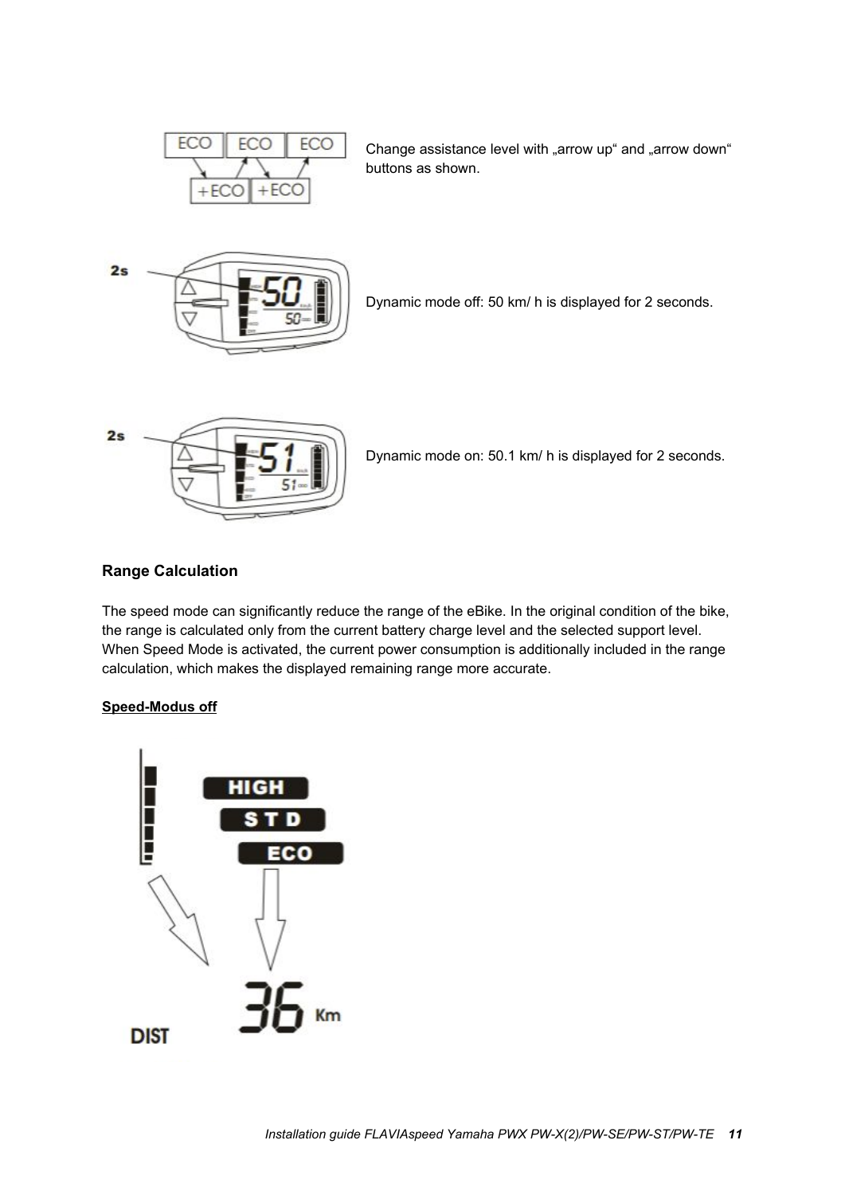Change assistance level with „arrow up" and „arrow down" buttons as shown.

Dynamic mode off: 50 km/ h is displayed for 2 seconds.

Dynamic mode on: 50.1 km/ h is displayed for 2 seconds.

### Range Calculation

The speed mode can significantly reduce the range of the eBike. In the original condition of the bike, the range is calculated only from the current battery charge level and the selected support level. When Speed Mode is activated, the current power consumption is additionally included in the range calculation, which makes the displayed remaining range more accurate.

**Speed-Modus off**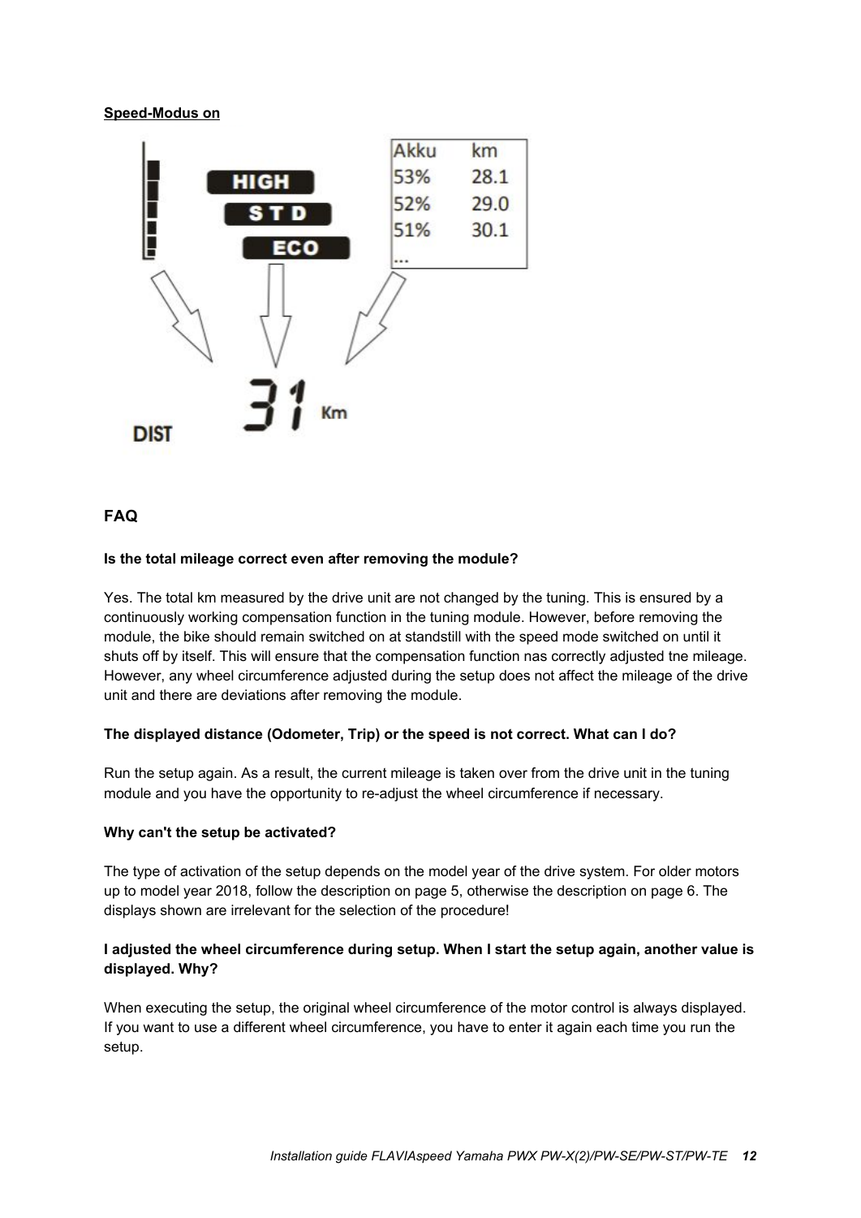**Speed-Modus on**

| Akku | km |
|---|---|
| 53% | 28.1 |
| 52% | 29.0 |
| 51% | 30.1 |
| ... | |

HIGH

STD

ECO

DIST 31 Km

## FAQ

**Is the total mileage correct even after removing the module?**

Yes. The total km measured by the drive unit are not changed by the tuning. This is ensured by a continuously working compensation function in the tuning module. However, before removing the module, the bike should remain switched on at standstill with the speed mode switched on until it shuts off by itself. This will ensure that the compensation function nas correctly adjusted tne mileage. However, any wheel circumference adjusted during the setup does not affect the mileage of the drive unit and there are deviations after removing the module.

**The displayed distance (Odometer, Trip) or the speed is not correct. What can I do?**

Run the setup again. As a result, the current mileage is taken over from the drive unit in the tuning module and you have the opportunity to re-adjust the wheel circumference if necessary.

**Why can't the setup be activated?**

The type of activation of the setup depends on the model year of the drive system. For older motors up to model year 2018, follow the description on page 5, otherwise the description on page 6. The displays shown are irrelevant for the selection of the procedure!

**I adjusted the wheel circumference during setup. When I start the setup again, another value is displayed. Why?**

When executing the setup, the original wheel circumference of the motor control is always displayed. If you want to use a different wheel circumference, you have to enter it again each time you run the setup.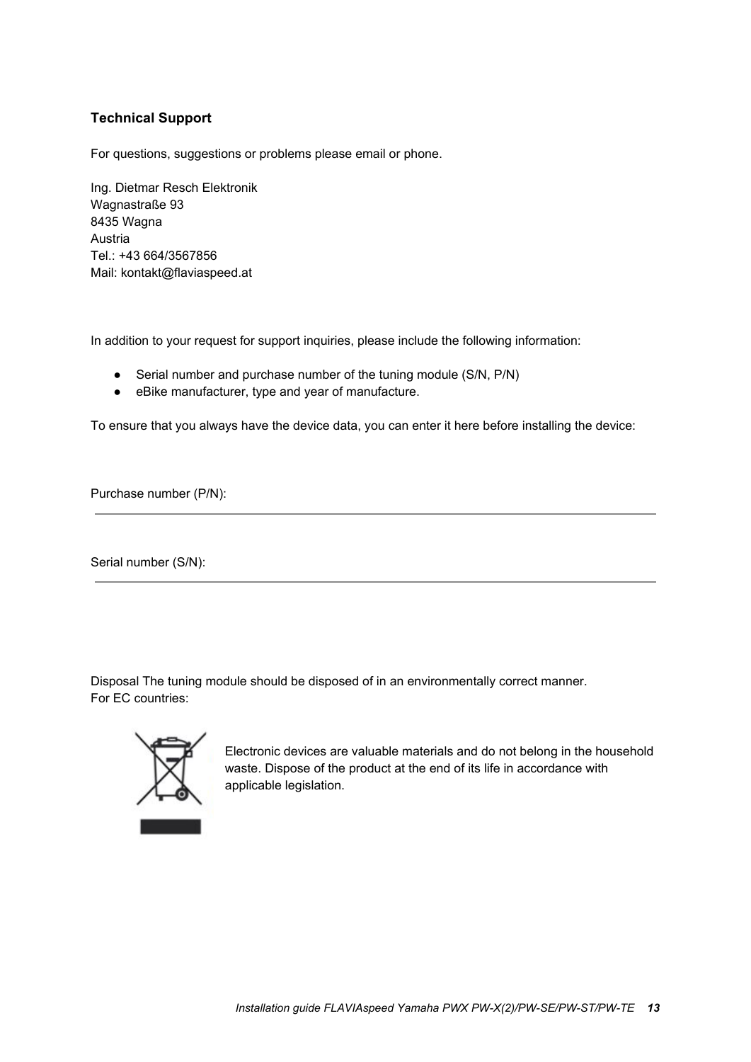### Technical Support

For questions, suggestions or problems please email or phone.

Ing. Dietmar Resch Elektronik
Wagnastraße 93
8435 Wagna
Austria
Tel.: +43 664/3567856
Mail: kontakt@flaviaspeed.at

In addition to your request for support inquiries, please include the following information:

- Serial number and purchase number of the tuning module (S/N, P/N)
- eBike manufacturer, type and year of manufacture.

To ensure that you always have the device data, you can enter it here before installing the device:

Purchase number (P/N):

---

Serial number (S/N):

---

Disposal The tuning module should be disposed of in an environmentally correct manner.
For EC countries:

Electronic devices are valuable materials and do not belong in the household waste. Dispose of the product at the end of its life in accordance with applicable legislation.